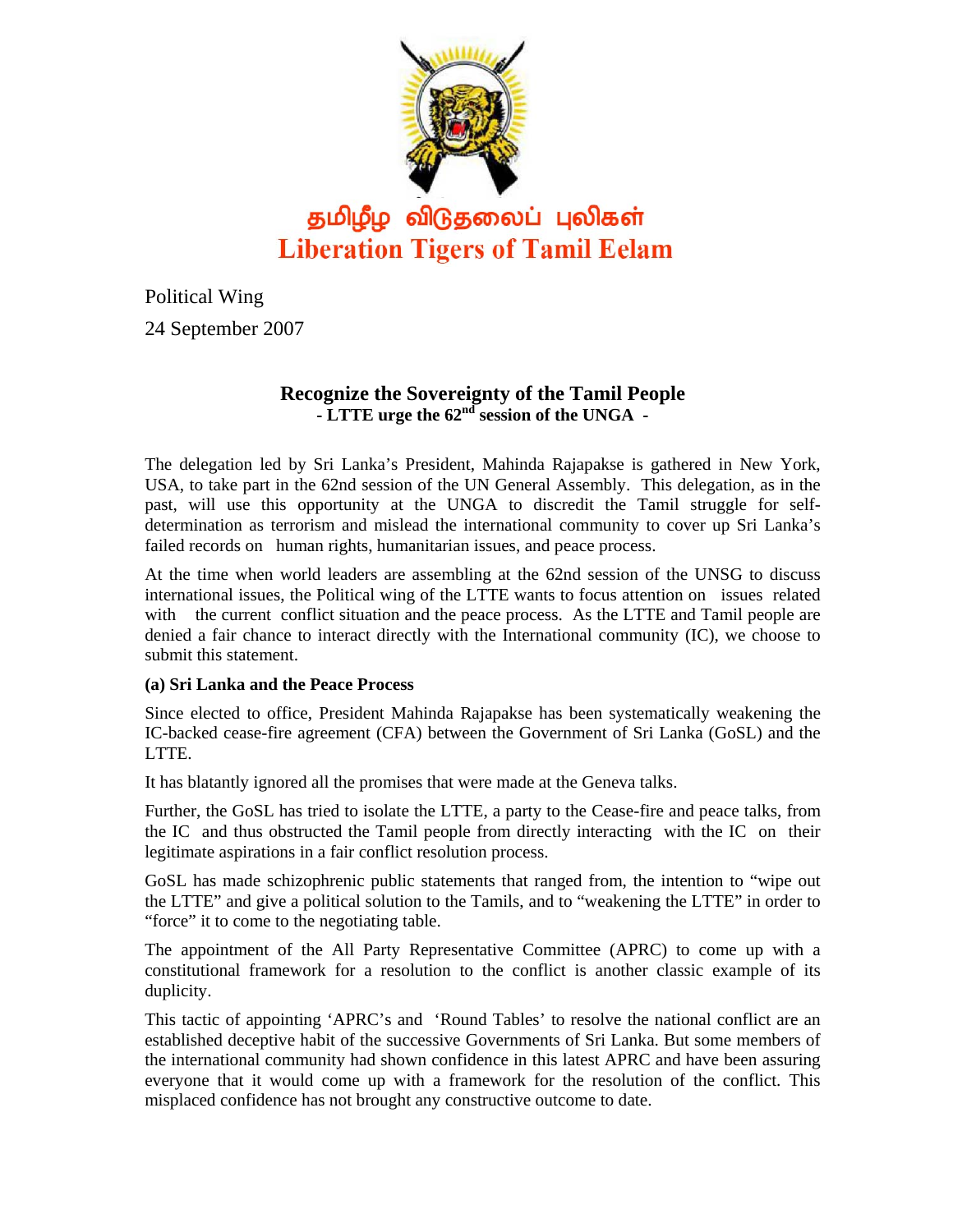# தமிழீழ விடுதலைப் புலிகள்
# Liberation Tigers of Tamil Eelam

Political Wing

24 September 2007

## Recognize the Sovereignty of the Tamil People
### - LTTE urge the 62nd session of the UNGA -

The delegation led by Sri Lanka's President, Mahinda Rajapakse is gathered in New York, USA, to take part in the 62nd session of the UN General Assembly. This delegation, as in the past, will use this opportunity at the UNGA to discredit the Tamil struggle for self-determination as terrorism and mislead the international community to cover up Sri Lanka's failed records on human rights, humanitarian issues, and peace process.

At the time when world leaders are assembling at the 62nd session of the UNSG to discuss international issues, the Political wing of the LTTE wants to focus attention on issues related with the current conflict situation and the peace process. As the LTTE and Tamil people are denied a fair chance to interact directly with the International community (IC), we choose to submit this statement.

**(a) Sri Lanka and the Peace Process**

Since elected to office, President Mahinda Rajapakse has been systematically weakening the IC-backed cease-fire agreement (CFA) between the Government of Sri Lanka (GoSL) and the LTTE.

It has blatantly ignored all the promises that were made at the Geneva talks.

Further, the GoSL has tried to isolate the LTTE, a party to the Cease-fire and peace talks, from the IC and thus obstructed the Tamil people from directly interacting with the IC on their legitimate aspirations in a fair conflict resolution process.

GoSL has made schizophrenic public statements that ranged from, the intention to "wipe out the LTTE" and give a political solution to the Tamils, and to "weakening the LTTE" in order to "force" it to come to the negotiating table.

The appointment of the All Party Representative Committee (APRC) to come up with a constitutional framework for a resolution to the conflict is another classic example of its duplicity.

This tactic of appointing 'APRC's and 'Round Tables' to resolve the national conflict are an established deceptive habit of the successive Governments of Sri Lanka. But some members of the international community had shown confidence in this latest APRC and have been assuring everyone that it would come up with a framework for the resolution of the conflict. This misplaced confidence has not brought any constructive outcome to date.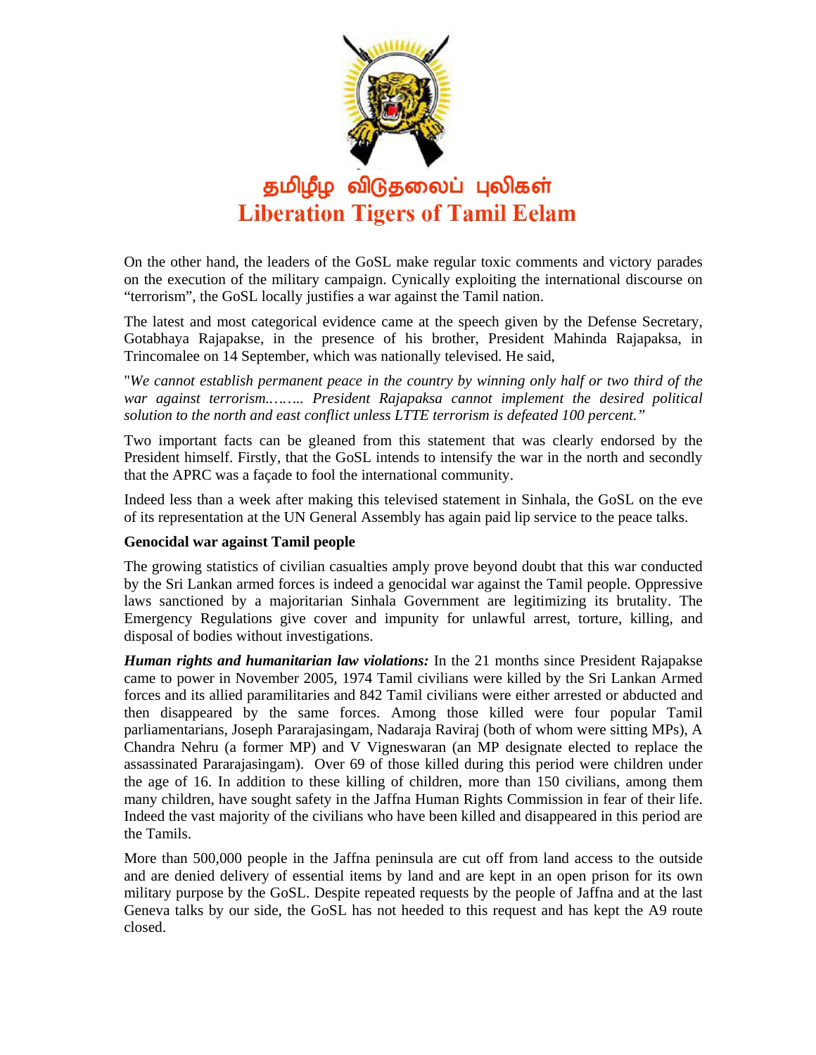On the other hand, the leaders of the GoSL make regular toxic comments and victory parades on the execution of the military campaign. Cynically exploiting the international discourse on "terrorism", the GoSL locally justifies a war against the Tamil nation.

The latest and most categorical evidence came at the speech given by the Defense Secretary, Gotabhaya Rajapakse, in the presence of his brother, President Mahinda Rajapaksa, in Trincomalee on 14 September, which was nationally televised. He said,

"*We cannot establish permanent peace in the country by winning only half or two third of the war against terrorism.……. President Rajapaksa cannot implement the desired political solution to the north and east conflict unless LTTE terrorism is defeated 100 percent."*

Two important facts can be gleaned from this statement that was clearly endorsed by the President himself. Firstly, that the GoSL intends to intensify the war in the north and secondly that the APRC was a façade to fool the international community.

Indeed less than a week after making this televised statement in Sinhala, the GoSL on the eve of its representation at the UN General Assembly has again paid lip service to the peace talks.

**Genocidal war against Tamil people**

The growing statistics of civilian casualties amply prove beyond doubt that this war conducted by the Sri Lankan armed forces is indeed a genocidal war against the Tamil people. Oppressive laws sanctioned by a majoritarian Sinhala Government are legitimizing its brutality. The Emergency Regulations give cover and impunity for unlawful arrest, torture, killing, and disposal of bodies without investigations.

***Human rights and humanitarian law violations:*** In the 21 months since President Rajapakse came to power in November 2005, 1974 Tamil civilians were killed by the Sri Lankan Armed forces and its allied paramilitaries and 842 Tamil civilians were either arrested or abducted and then disappeared by the same forces. Among those killed were four popular Tamil parliamentarians, Joseph Pararajasingam, Nadaraja Raviraj (both of whom were sitting MPs), A Chandra Nehru (a former MP) and V Vigneswaran (an MP designate elected to replace the assassinated Pararajasingam). Over 69 of those killed during this period were children under the age of 16. In addition to these killing of children, more than 150 civilians, among them many children, have sought safety in the Jaffna Human Rights Commission in fear of their life. Indeed the vast majority of the civilians who have been killed and disappeared in this period are the Tamils.

More than 500,000 people in the Jaffna peninsula are cut off from land access to the outside and are denied delivery of essential items by land and are kept in an open prison for its own military purpose by the GoSL. Despite repeated requests by the people of Jaffna and at the last Geneva talks by our side, the GoSL has not heeded to this request and has kept the A9 route closed.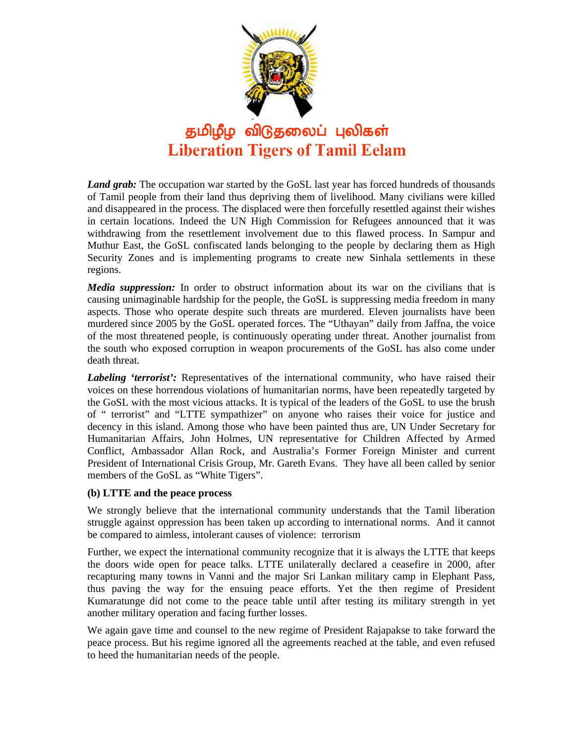தமிழீழ விடுதலைப் புலிகள்
Liberation Tigers of Tamil Eelam

***Land grab:*** The occupation war started by the GoSL last year has forced hundreds of thousands of Tamil people from their land thus depriving them of livelihood. Many civilians were killed and disappeared in the process. The displaced were then forcefully resettled against their wishes in certain locations. Indeed the UN High Commission for Refugees announced that it was withdrawing from the resettlement involvement due to this flawed process. In Sampur and Muthur East, the GoSL confiscated lands belonging to the people by declaring them as High Security Zones and is implementing programs to create new Sinhala settlements in these regions.

***Media suppression:*** In order to obstruct information about its war on the civilians that is causing unimaginable hardship for the people, the GoSL is suppressing media freedom in many aspects. Those who operate despite such threats are murdered. Eleven journalists have been murdered since 2005 by the GoSL operated forces. The "Uthayan" daily from Jaffna, the voice of the most threatened people, is continuously operating under threat. Another journalist from the south who exposed corruption in weapon procurements of the GoSL has also come under death threat.

***Labeling 'terrorist':*** Representatives of the international community, who have raised their voices on these horrendous violations of humanitarian norms, have been repeatedly targeted by the GoSL with the most vicious attacks. It is typical of the leaders of the GoSL to use the brush of " terrorist" and "LTTE sympathizer" on anyone who raises their voice for justice and decency in this island. Among those who have been painted thus are, UN Under Secretary for Humanitarian Affairs, John Holmes, UN representative for Children Affected by Armed Conflict, Ambassador Allan Rock, and Australia's Former Foreign Minister and current President of International Crisis Group, Mr. Gareth Evans. They have all been called by senior members of the GoSL as "White Tigers".

**(b) LTTE and the peace process**

We strongly believe that the international community understands that the Tamil liberation struggle against oppression has been taken up according to international norms. And it cannot be compared to aimless, intolerant causes of violence: terrorism

Further, we expect the international community recognize that it is always the LTTE that keeps the doors wide open for peace talks. LTTE unilaterally declared a ceasefire in 2000, after recapturing many towns in Vanni and the major Sri Lankan military camp in Elephant Pass, thus paving the way for the ensuing peace efforts. Yet the then regime of President Kumaratunge did not come to the peace table until after testing its military strength in yet another military operation and facing further losses.

We again gave time and counsel to the new regime of President Rajapakse to take forward the peace process. But his regime ignored all the agreements reached at the table, and even refused to heed the humanitarian needs of the people.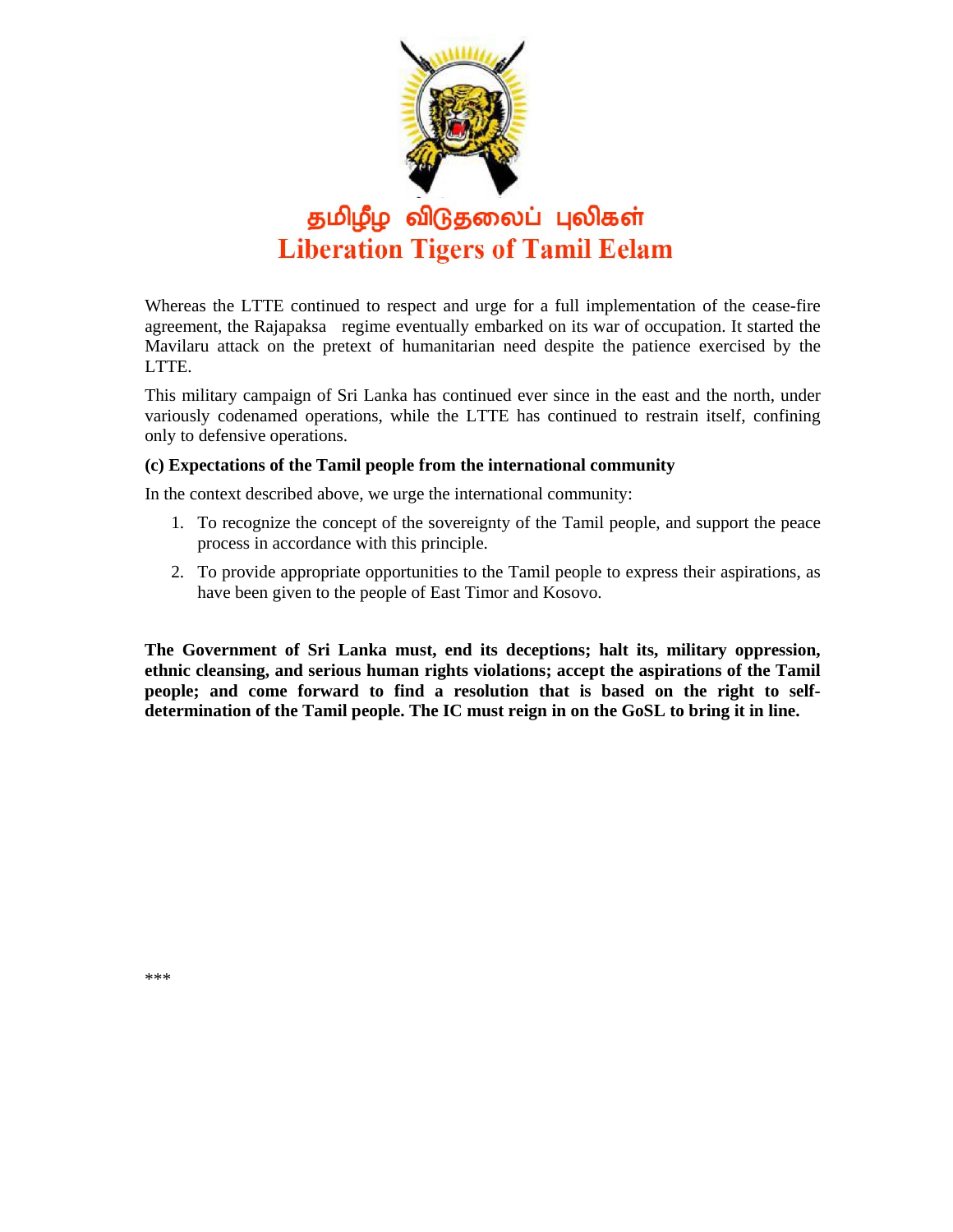# தமிழீழ விடுதலைப் புலிகள்
# Liberation Tigers of Tamil Eelam

Whereas the LTTE continued to respect and urge for a full implementation of the cease-fire agreement, the Rajapaksa regime eventually embarked on its war of occupation. It started the Mavilaru attack on the pretext of humanitarian need despite the patience exercised by the LTTE.

This military campaign of Sri Lanka has continued ever since in the east and the north, under variously codenamed operations, while the LTTE has continued to restrain itself, confining only to defensive operations.

**(c) Expectations of the Tamil people from the international community**

In the context described above, we urge the international community:

1. To recognize the concept of the sovereignty of the Tamil people, and support the peace process in accordance with this principle.
2. To provide appropriate opportunities to the Tamil people to express their aspirations, as have been given to the people of East Timor and Kosovo.

**The Government of Sri Lanka must, end its deceptions; halt its, military oppression, ethnic cleansing, and serious human rights violations; accept the aspirations of the Tamil people; and come forward to find a resolution that is based on the right to self-determination of the Tamil people. The IC must reign in on the GoSL to bring it in line.**

***